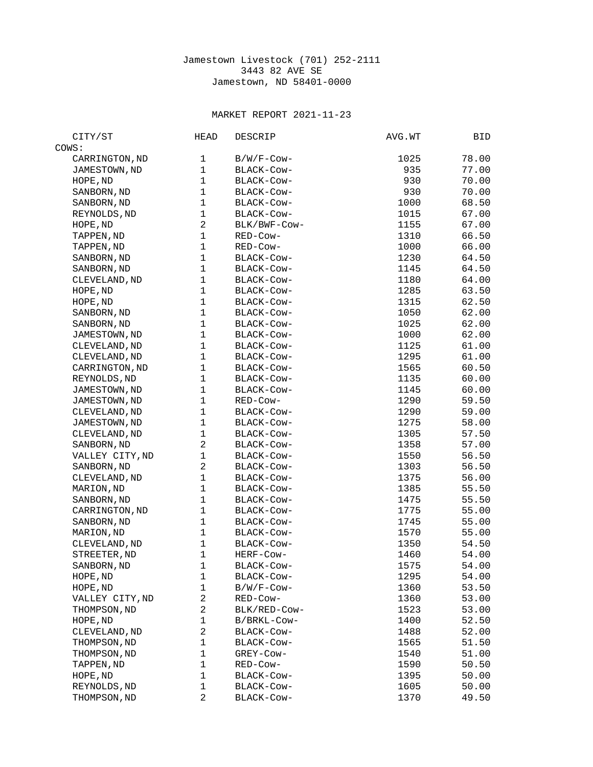Jamestown Livestock (701) 252-2111
3443 82 AVE SE
Jamestown, ND 58401-0000

MARKET REPORT 2021-11-23

| CITY/ST | HEAD | DESCRIP | AVG.WT | BID |
|---|---|---|---|---|
| COWS: | | | | |
| CARRINGTON,ND | 1 | B/W/F-Cow- | 1025 | 78.00 |
| JAMESTOWN,ND | 1 | BLACK-Cow- | 935 | 77.00 |
| HOPE,ND | 1 | BLACK-Cow- | 930 | 70.00 |
| SANBORN,ND | 1 | BLACK-Cow- | 930 | 70.00 |
| SANBORN,ND | 1 | BLACK-Cow- | 1000 | 68.50 |
| REYNOLDS,ND | 1 | BLACK-Cow- | 1015 | 67.00 |
| HOPE,ND | 2 | BLK/BWF-Cow- | 1155 | 67.00 |
| TAPPEN,ND | 1 | RED-Cow- | 1310 | 66.50 |
| TAPPEN,ND | 1 | RED-Cow- | 1000 | 66.00 |
| SANBORN,ND | 1 | BLACK-Cow- | 1230 | 64.50 |
| SANBORN,ND | 1 | BLACK-Cow- | 1145 | 64.50 |
| CLEVELAND,ND | 1 | BLACK-Cow- | 1180 | 64.00 |
| HOPE,ND | 1 | BLACK-Cow- | 1285 | 63.50 |
| HOPE,ND | 1 | BLACK-Cow- | 1315 | 62.50 |
| SANBORN,ND | 1 | BLACK-Cow- | 1050 | 62.00 |
| SANBORN,ND | 1 | BLACK-Cow- | 1025 | 62.00 |
| JAMESTOWN,ND | 1 | BLACK-Cow- | 1000 | 62.00 |
| CLEVELAND,ND | 1 | BLACK-Cow- | 1125 | 61.00 |
| CLEVELAND,ND | 1 | BLACK-Cow- | 1295 | 61.00 |
| CARRINGTON,ND | 1 | BLACK-Cow- | 1565 | 60.50 |
| REYNOLDS,ND | 1 | BLACK-Cow- | 1135 | 60.00 |
| JAMESTOWN,ND | 1 | BLACK-Cow- | 1145 | 60.00 |
| JAMESTOWN,ND | 1 | RED-Cow- | 1290 | 59.50 |
| CLEVELAND,ND | 1 | BLACK-Cow- | 1290 | 59.00 |
| JAMESTOWN,ND | 1 | BLACK-Cow- | 1275 | 58.00 |
| CLEVELAND,ND | 1 | BLACK-Cow- | 1305 | 57.50 |
| SANBORN,ND | 2 | BLACK-Cow- | 1358 | 57.00 |
| VALLEY CITY,ND | 1 | BLACK-Cow- | 1550 | 56.50 |
| SANBORN,ND | 2 | BLACK-Cow- | 1303 | 56.50 |
| CLEVELAND,ND | 1 | BLACK-Cow- | 1375 | 56.00 |
| MARION,ND | 1 | BLACK-Cow- | 1385 | 55.50 |
| SANBORN,ND | 1 | BLACK-Cow- | 1475 | 55.50 |
| CARRINGTON,ND | 1 | BLACK-Cow- | 1775 | 55.00 |
| SANBORN,ND | 1 | BLACK-Cow- | 1745 | 55.00 |
| MARION,ND | 1 | BLACK-Cow- | 1570 | 55.00 |
| CLEVELAND,ND | 1 | BLACK-Cow- | 1350 | 54.50 |
| STREETER,ND | 1 | HERF-Cow- | 1460 | 54.00 |
| SANBORN,ND | 1 | BLACK-Cow- | 1575 | 54.00 |
| HOPE,ND | 1 | BLACK-Cow- | 1295 | 54.00 |
| HOPE,ND | 1 | B/W/F-Cow- | 1360 | 53.50 |
| VALLEY CITY,ND | 2 | RED-Cow- | 1360 | 53.00 |
| THOMPSON,ND | 2 | BLK/RED-Cow- | 1523 | 53.00 |
| HOPE,ND | 1 | B/BRKL-Cow- | 1400 | 52.50 |
| CLEVELAND,ND | 2 | BLACK-Cow- | 1488 | 52.00 |
| THOMPSON,ND | 1 | BLACK-Cow- | 1565 | 51.50 |
| THOMPSON,ND | 1 | GREY-Cow- | 1540 | 51.00 |
| TAPPEN,ND | 1 | RED-Cow- | 1590 | 50.50 |
| HOPE,ND | 1 | BLACK-Cow- | 1395 | 50.00 |
| REYNOLDS,ND | 1 | BLACK-Cow- | 1605 | 50.00 |
| THOMPSON,ND | 2 | BLACK-Cow- | 1370 | 49.50 |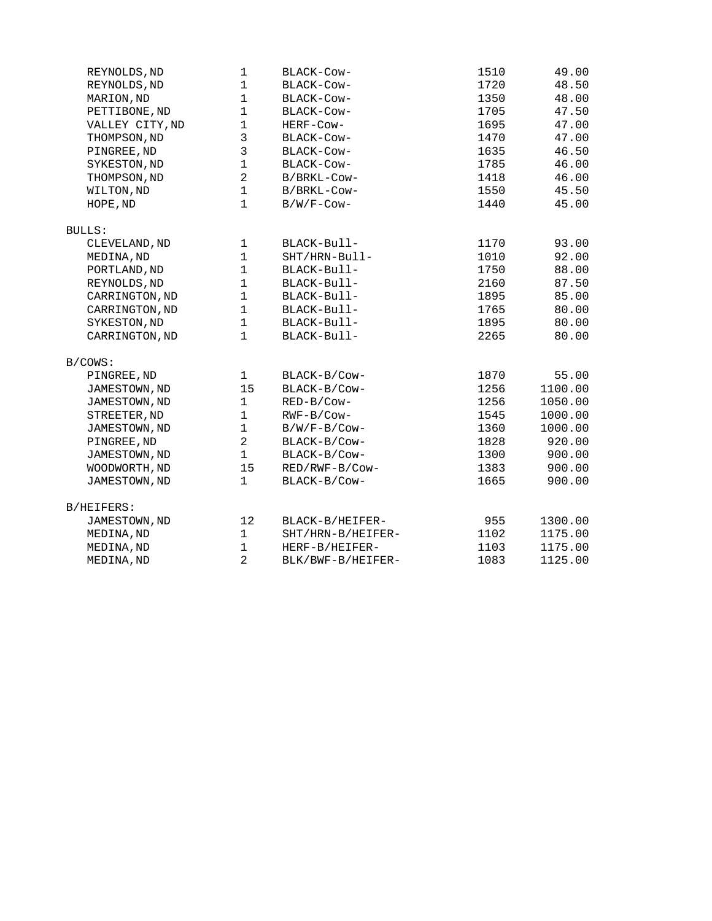| | | | | |
|---|---|---|---|---|
| REYNOLDS,ND | 1 | BLACK-Cow- | 1510 | 49.00 |
| REYNOLDS,ND | 1 | BLACK-Cow- | 1720 | 48.50 |
| MARION,ND | 1 | BLACK-Cow- | 1350 | 48.00 |
| PETTIBONE,ND | 1 | BLACK-Cow- | 1705 | 47.50 |
| VALLEY CITY,ND | 1 | HERF-Cow- | 1695 | 47.00 |
| THOMPSON,ND | 3 | BLACK-Cow- | 1470 | 47.00 |
| PINGREE,ND | 3 | BLACK-Cow- | 1635 | 46.50 |
| SYKESTON,ND | 1 | BLACK-Cow- | 1785 | 46.00 |
| THOMPSON,ND | 2 | B/BRKL-Cow- | 1418 | 46.00 |
| WILTON,ND | 1 | B/BRKL-Cow- | 1550 | 45.50 |
| HOPE,ND | 1 | B/W/F-Cow- | 1440 | 45.00 |
| **BULLS:** | | | | |
| CLEVELAND,ND | 1 | BLACK-Bull- | 1170 | 93.00 |
| MEDINA,ND | 1 | SHT/HRN-Bull- | 1010 | 92.00 |
| PORTLAND,ND | 1 | BLACK-Bull- | 1750 | 88.00 |
| REYNOLDS,ND | 1 | BLACK-Bull- | 2160 | 87.50 |
| CARRINGTON,ND | 1 | BLACK-Bull- | 1895 | 85.00 |
| CARRINGTON,ND | 1 | BLACK-Bull- | 1765 | 80.00 |
| SYKESTON,ND | 1 | BLACK-Bull- | 1895 | 80.00 |
| CARRINGTON,ND | 1 | BLACK-Bull- | 2265 | 80.00 |
| **B/COWS:** | | | | |
| PINGREE,ND | 1 | BLACK-B/Cow- | 1870 | 55.00 |
| JAMESTOWN,ND | 15 | BLACK-B/Cow- | 1256 | 1100.00 |
| JAMESTOWN,ND | 1 | RED-B/Cow- | 1256 | 1050.00 |
| STREETER,ND | 1 | RWF-B/Cow- | 1545 | 1000.00 |
| JAMESTOWN,ND | 1 | B/W/F-B/Cow- | 1360 | 1000.00 |
| PINGREE,ND | 2 | BLACK-B/Cow- | 1828 | 920.00 |
| JAMESTOWN,ND | 1 | BLACK-B/Cow- | 1300 | 900.00 |
| WOODWORTH,ND | 15 | RED/RWF-B/Cow- | 1383 | 900.00 |
| JAMESTOWN,ND | 1 | BLACK-B/Cow- | 1665 | 900.00 |
| **B/HEIFERS:** | | | | |
| JAMESTOWN,ND | 12 | BLACK-B/HEIFER- | 955 | 1300.00 |
| MEDINA,ND | 1 | SHT/HRN-B/HEIFER- | 1102 | 1175.00 |
| MEDINA,ND | 1 | HERF-B/HEIFER- | 1103 | 1175.00 |
| MEDINA,ND | 2 | BLK/BWF-B/HEIFER- | 1083 | 1125.00 |